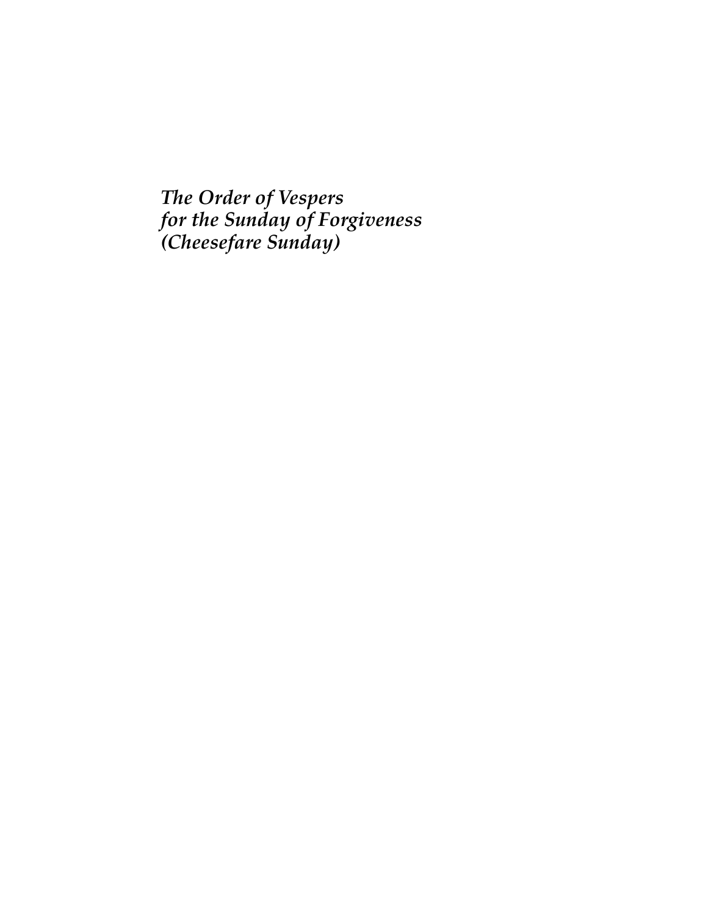# *The Order of Vespers for the Sunday of Forgiveness (Cheesefare Sunday)*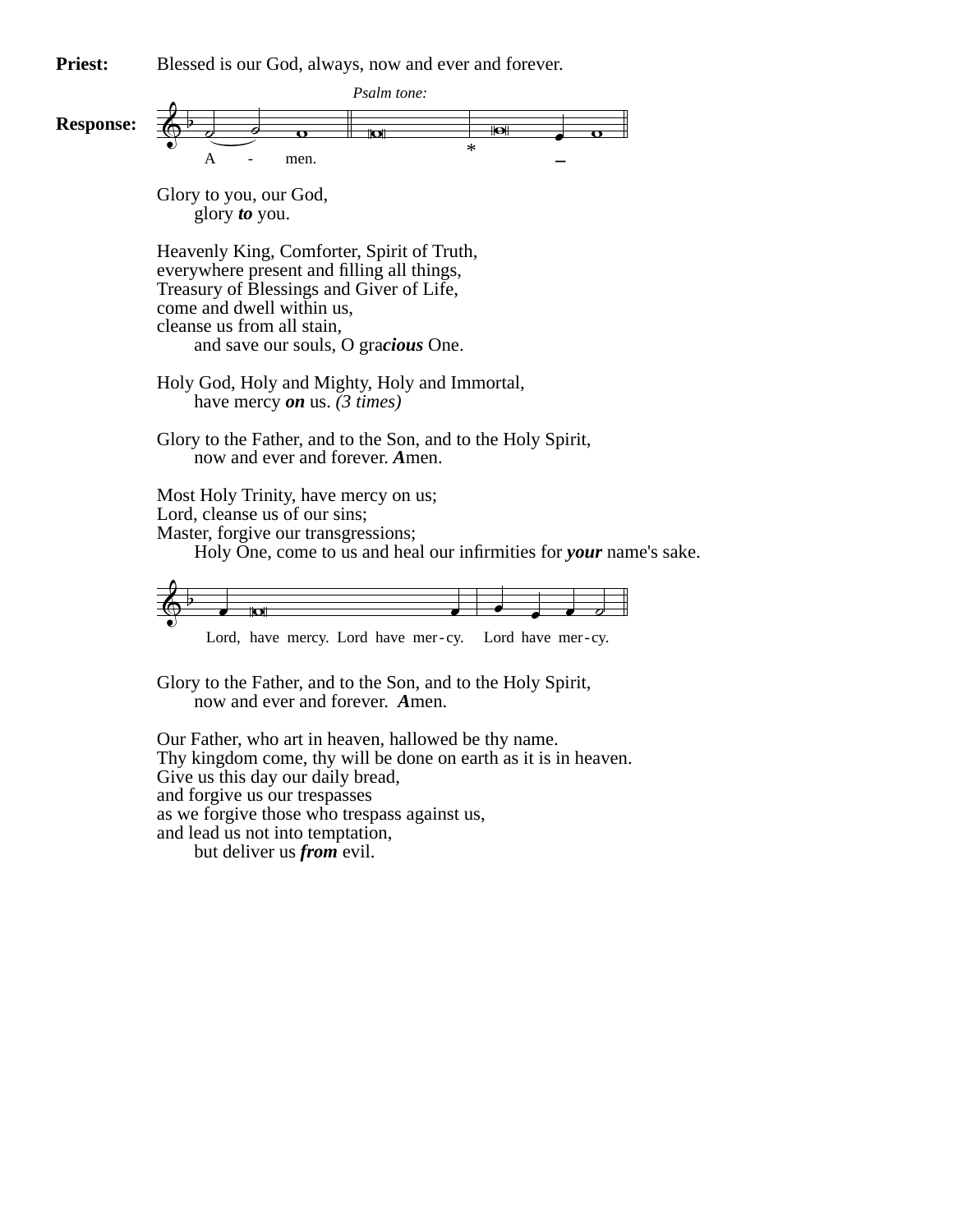**Priest:** Blessed is our God, always, now and ever and forever.

*Psalm tone:*

**Response:** A - men.

Glory to you, our God,
glory ***to*** you.

Heavenly King, Comforter, Spirit of Truth,
everywhere present and filling all things,
Treasury of Blessings and Giver of Life,
come and dwell within us,
cleanse us from all stain,
and save our souls, O gra***cious*** One.

Holy God, Holy and Mighty, Holy and Immortal,
have mercy ***on*** us. *(3 times)*

Glory to the Father, and to the Son, and to the Holy Spirit,
now and ever and forever. ***A***men.

Most Holy Trinity, have mercy on us;
Lord, cleanse us of our sins;
Master, forgive our transgressions;
Holy One, come to us and heal our infirmities for ***your*** name's sake.

Lord, have mercy. Lord have mer-cy. Lord have mer-cy.

Glory to the Father, and to the Son, and to the Holy Spirit,
now and ever and forever. ***A***men.

Our Father, who art in heaven, hallowed be thy name.
Thy kingdom come, thy will be done on earth as it is in heaven.
Give us this day our daily bread,
and forgive us our trespasses
as we forgive those who trespass against us,
and lead us not into temptation,
but deliver us ***from*** evil.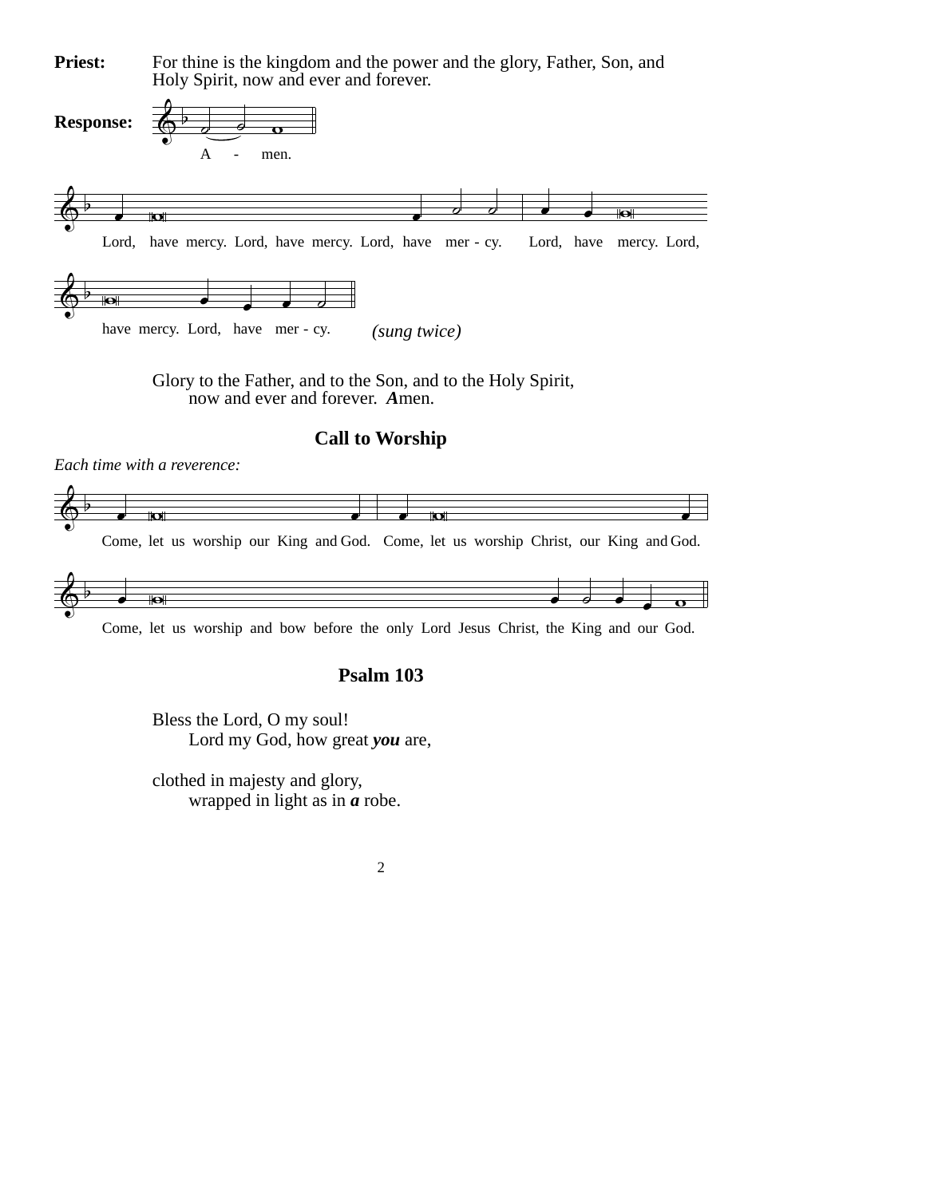**Priest:** For thine is the kingdom and the power and the glory, Father, Son, and Holy Spirit, now and ever and forever.

**Response:** A - men.

Lord, have mercy. Lord, have mercy. Lord, have mer - cy. Lord, have mercy. Lord, have mercy. Lord, have mer - cy. *(sung twice)*

Glory to the Father, and to the Son, and to the Holy Spirit,
now and ever and forever. ***A***men.

## Call to Worship

*Each time with a reverence:*

Come, let us worship our King and God. Come, let us worship Christ, our King and God.

Come, let us worship and bow before the only Lord Jesus Christ, the King and our God.

## Psalm 103

Bless the Lord, O my soul!
Lord my God, how great ***you*** are,

clothed in majesty and glory,
wrapped in light as in ***a*** robe.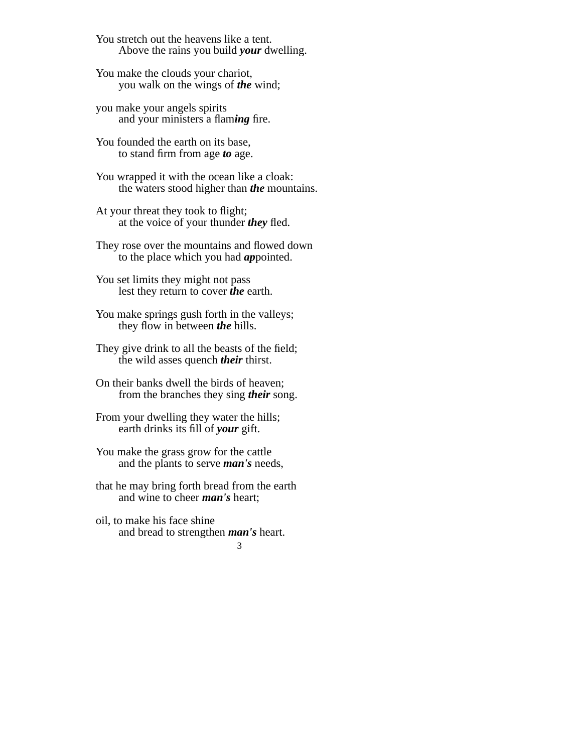You stretch out the heavens like a tent.
  Above the rains you build ***your*** dwelling.

You make the clouds your chariot,
  you walk on the wings of ***the*** wind;

you make your angels spirits
  and your ministers a flam***ing*** fire.

You founded the earth on its base,
  to stand firm from age ***to*** age.

You wrapped it with the ocean like a cloak:
  the waters stood higher than ***the*** mountains.

At your threat they took to flight;
  at the voice of your thunder ***they*** fled.

They rose over the mountains and flowed down
  to the place which you had ***ap***pointed.

You set limits they might not pass
  lest they return to cover ***the*** earth.

You make springs gush forth in the valleys;
  they flow in between ***the*** hills.

They give drink to all the beasts of the field;
  the wild asses quench ***their*** thirst.

On their banks dwell the birds of heaven;
  from the branches they sing ***their*** song.

From your dwelling they water the hills;
  earth drinks its fill of ***your*** gift.

You make the grass grow for the cattle
  and the plants to serve ***man's*** needs,

that he may bring forth bread from the earth
  and wine to cheer ***man's*** heart;

oil, to make his face shine
  and bread to strengthen ***man's*** heart.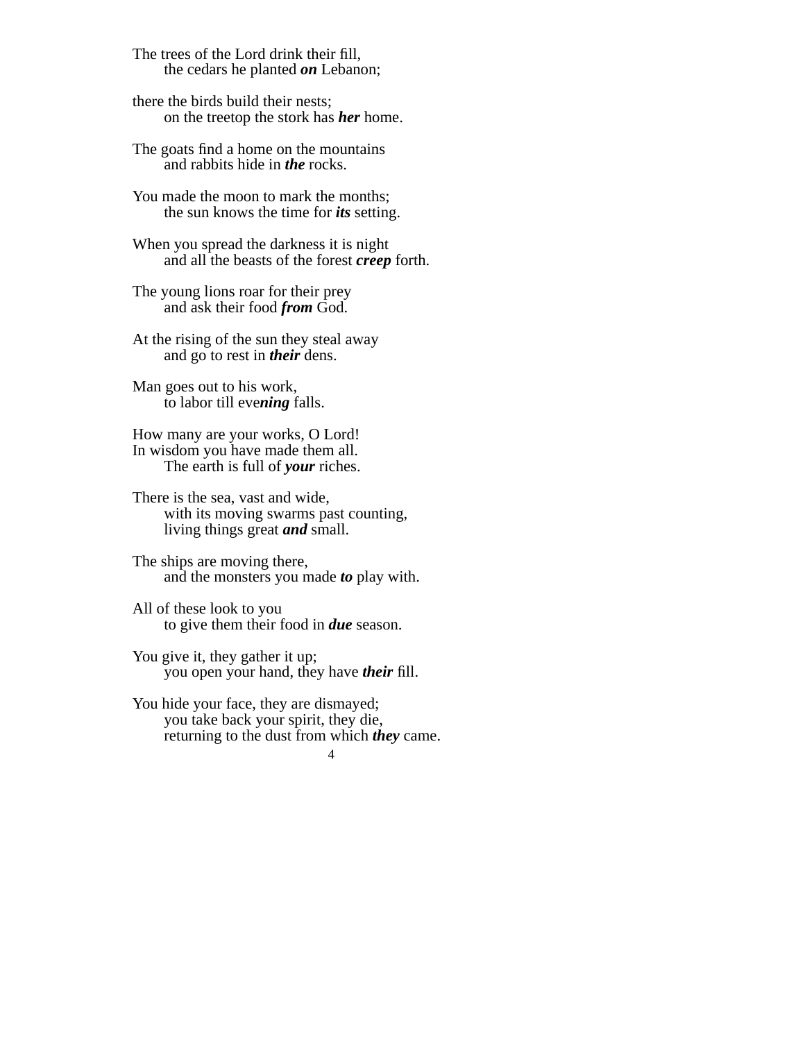The trees of the Lord drink their fill,
    the cedars he planted ***on*** Lebanon;

there the birds build their nests;
    on the treetop the stork has ***her*** home.

The goats find a home on the mountains
    and rabbits hide in ***the*** rocks.

You made the moon to mark the months;
    the sun knows the time for ***its*** setting.

When you spread the darkness it is night
    and all the beasts of the forest ***creep*** forth.

The young lions roar for their prey
    and ask their food ***from*** God.

At the rising of the sun they steal away
    and go to rest in ***their*** dens.

Man goes out to his work,
    to labor till eve***ning*** falls.

How many are your works, O Lord!
In wisdom you have made them all.
    The earth is full of ***your*** riches.

There is the sea, vast and wide,
    with its moving swarms past counting,
    living things great ***and*** small.

The ships are moving there,
    and the monsters you made ***to*** play with.

All of these look to you
    to give them their food in ***due*** season.

You give it, they gather it up;
    you open your hand, they have ***their*** fill.

You hide your face, they are dismayed;
    you take back your spirit, they die,
    returning to the dust from which ***they*** came.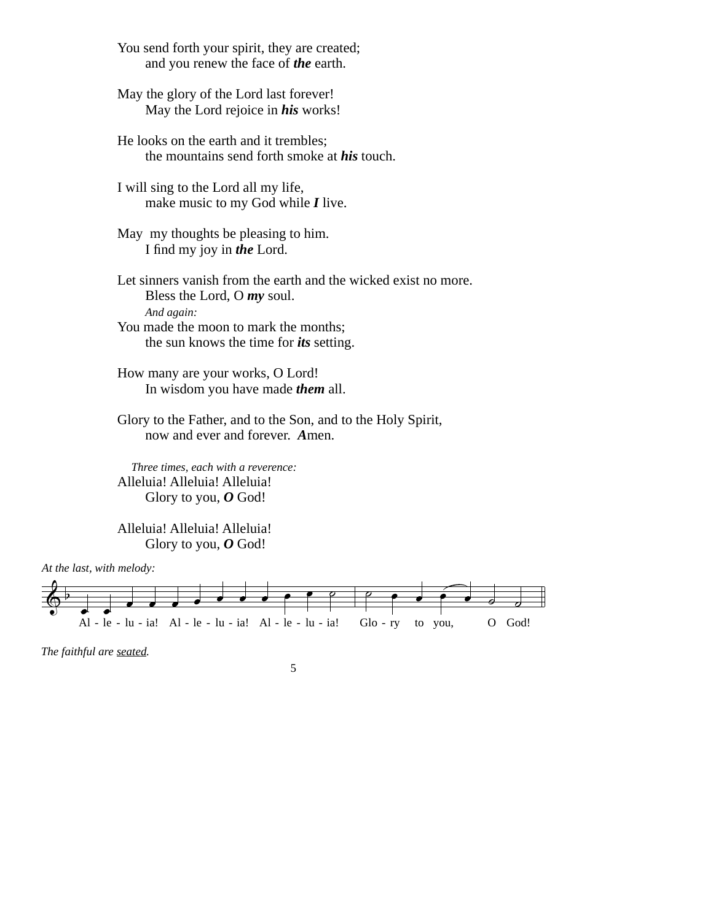You send forth your spirit, they are created;
    and you renew the face of ***the*** earth.

May the glory of the Lord last forever!
    May the Lord rejoice in ***his*** works!

He looks on the earth and it trembles;
    the mountains send forth smoke at ***his*** touch.

I will sing to the Lord all my life,
    make music to my God while ***I*** live.

May my thoughts be pleasing to him.
    I find my joy in ***the*** Lord.

Let sinners vanish from the earth and the wicked exist no more.
    Bless the Lord, O ***my*** soul.
    *And again:*
You made the moon to mark the months;
    the sun knows the time for ***its*** setting.

How many are your works, O Lord!
    In wisdom you have made ***them*** all.

Glory to the Father, and to the Son, and to the Holy Spirit,
    now and ever and forever. ***A***men.

*Three times, each with a reverence:*
Alleluia! Alleluia! Alleluia!
    Glory to you, ***O*** God!

Alleluia! Alleluia! Alleluia!
    Glory to you, ***O*** God!

*At the last, with melody:*

Al - le - lu - ia! Al - le - lu - ia! Al - le - lu - ia! Glo - ry to you, O God!

*The faithful are* *seated*.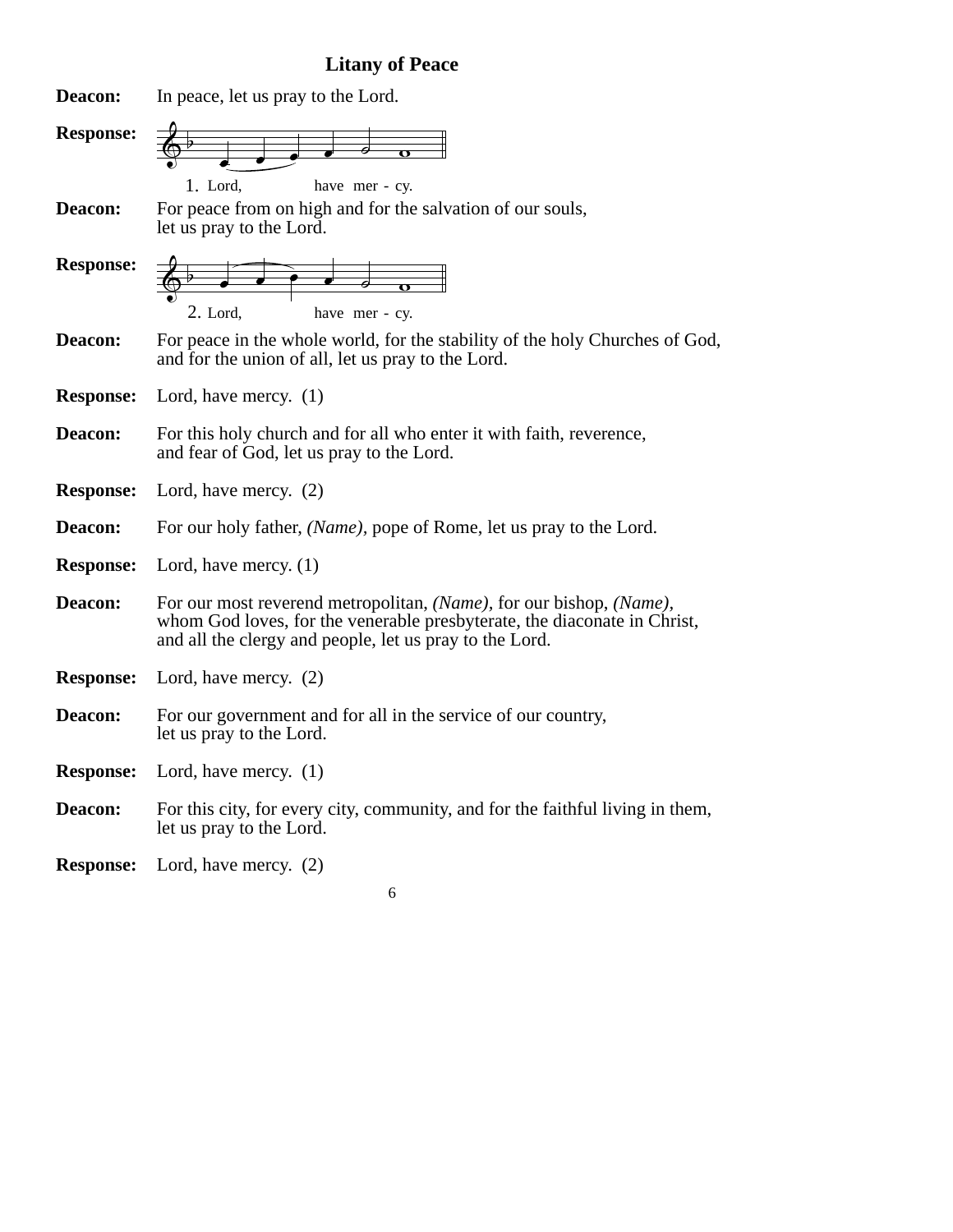## Litany of Peace

**Deacon:** In peace, let us pray to the Lord.

**Response:** 1. Lord, have mer - cy.

**Deacon:** For peace from on high and for the salvation of our souls, let us pray to the Lord.

**Response:** 2. Lord, have mer - cy.

**Deacon:** For peace in the whole world, for the stability of the holy Churches of God, and for the union of all, let us pray to the Lord.

**Response:** Lord, have mercy. (1)

**Deacon:** For this holy church and for all who enter it with faith, reverence, and fear of God, let us pray to the Lord.

**Response:** Lord, have mercy. (2)

**Deacon:** For our holy father, *(Name)*, pope of Rome, let us pray to the Lord.

**Response:** Lord, have mercy. (1)

**Deacon:** For our most reverend metropolitan, *(Name)*, for our bishop, *(Name)*, whom God loves, for the venerable presbyterate, the diaconate in Christ, and all the clergy and people, let us pray to the Lord.

**Response:** Lord, have mercy. (2)

**Deacon:** For our government and for all in the service of our country, let us pray to the Lord.

**Response:** Lord, have mercy. (1)

**Deacon:** For this city, for every city, community, and for the faithful living in them, let us pray to the Lord.

**Response:** Lord, have mercy. (2)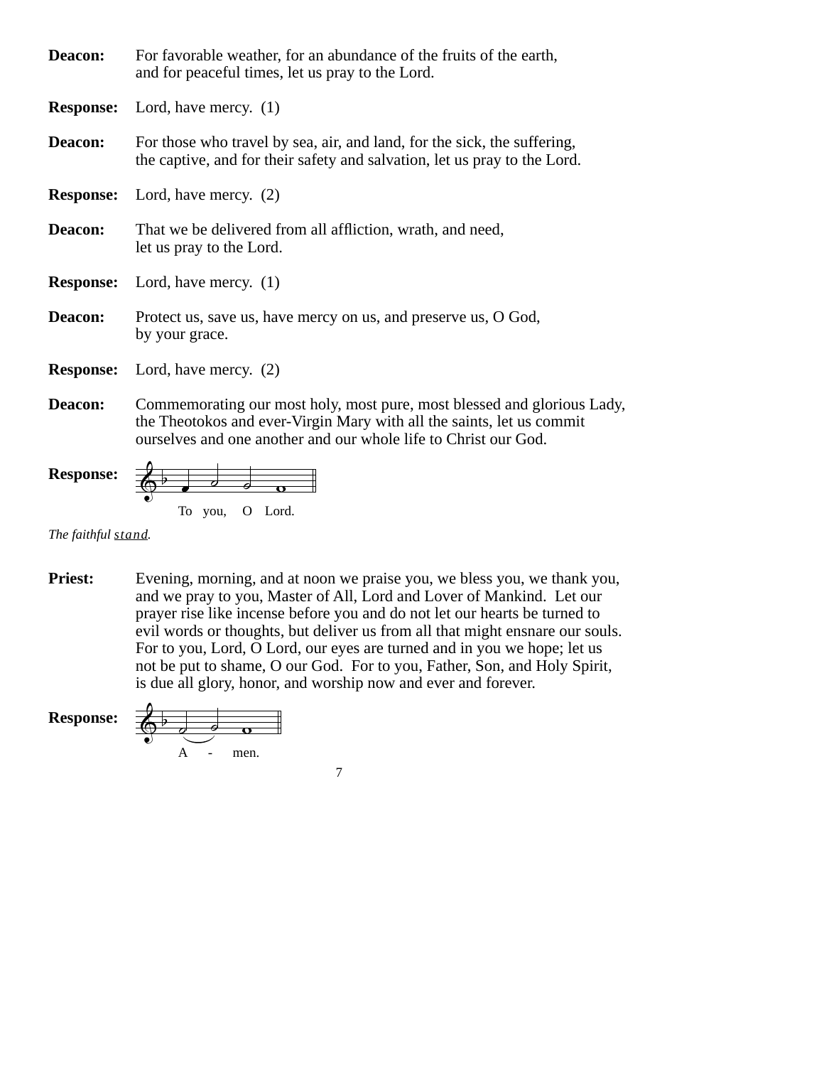**Deacon:** For favorable weather, for an abundance of the fruits of the earth, and for peaceful times, let us pray to the Lord.

**Response:** Lord, have mercy. (1)

**Deacon:** For those who travel by sea, air, and land, for the sick, the suffering, the captive, and for their safety and salvation, let us pray to the Lord.

**Response:** Lord, have mercy. (2)

**Deacon:** That we be delivered from all affliction, wrath, and need, let us pray to the Lord.

**Response:** Lord, have mercy. (1)

**Deacon:** Protect us, save us, have mercy on us, and preserve us, O God, by your grace.

**Response:** Lord, have mercy. (2)

**Deacon:** Commemorating our most holy, most pure, most blessed and glorious Lady, the Theotokos and ever-Virgin Mary with all the saints, let us commit ourselves and one another and our whole life to Christ our God.

**Response:** To you, O Lord.

*The faithful stand.*

**Priest:** Evening, morning, and at noon we praise you, we bless you, we thank you, and we pray to you, Master of All, Lord and Lover of Mankind. Let our prayer rise like incense before you and do not let our hearts be turned to evil words or thoughts, but deliver us from all that might ensnare our souls. For to you, Lord, O Lord, our eyes are turned and in you we hope; let us not be put to shame, O our God. For to you, Father, Son, and Holy Spirit, is due all glory, honor, and worship now and ever and forever.

**Response:** A - men.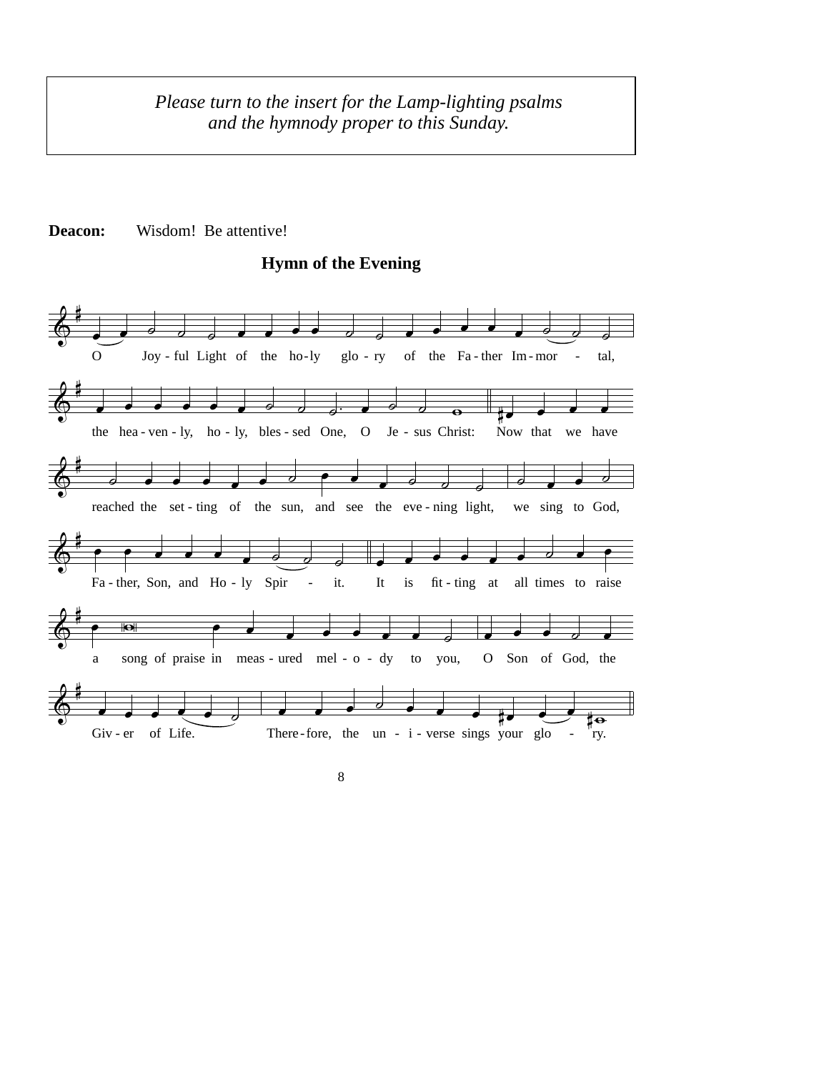*Please turn to the insert for the Lamp-lighting psalms and the hymnody proper to this Sunday.*

**Deacon:** Wisdom! Be attentive!

### Hymn of the Evening

O Joy-ful Light of the ho-ly glo-ry of the Fa-ther Im-mor - tal,

the hea-ven-ly, ho-ly, bles-sed One, O Je-sus Christ: Now that we have

reached the set-ting of the sun, and see the eve-ning light, we sing to God,

Fa-ther, Son, and Ho-ly Spir - it. It is fit-ting at all times to raise

a song of praise in meas-ured mel-o-dy to you, O Son of God, the

Giv-er of Life. There-fore, the un-i-verse sings your glo - ry.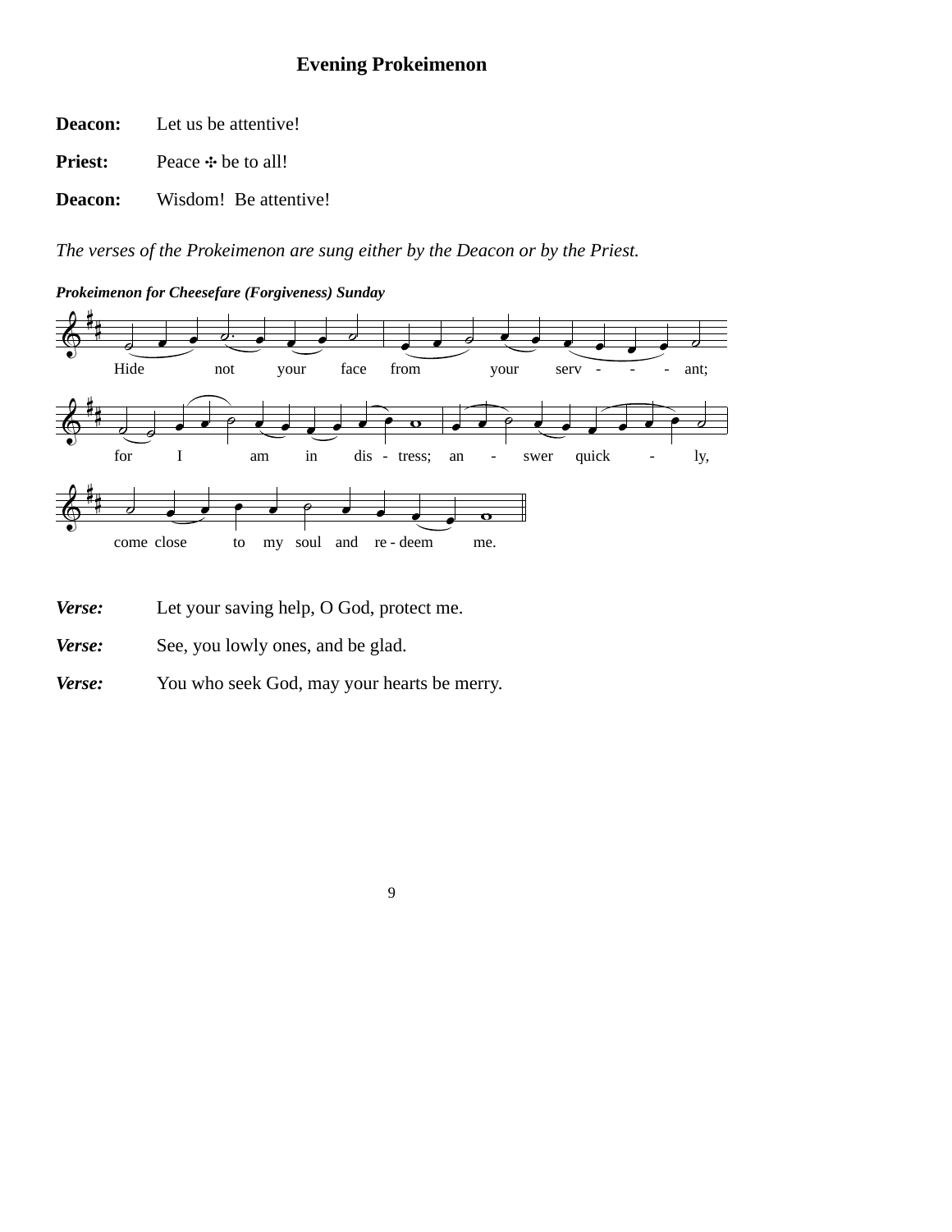## Evening Prokeimenon

**Deacon:** Let us be attentive!

**Priest:** Peace ✣ be to all!

**Deacon:** Wisdom! Be attentive!

*The verses of the Prokeimenon are sung either by the Deacon or by the Priest.*

***Prokeimenon for Cheesefare (Forgiveness) Sunday***

Hide not your face from your serv - - - ant; for I am in dis - tress; an - swer quick - ly, come close to my soul and re - deem me.

***Verse:*** Let your saving help, O God, protect me.

***Verse:*** See, you lowly ones, and be glad.

***Verse:*** You who seek God, may your hearts be merry.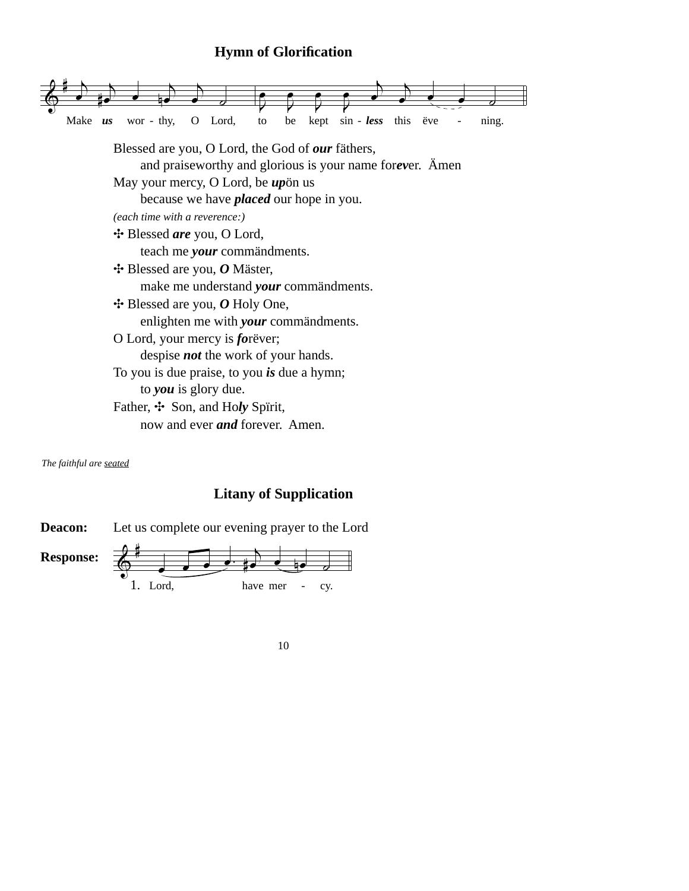## Hymn of Glorification

Make ***us*** wor - thy, O Lord, to be kept sin - ***less*** this ëve - ning.

Blessed are you, O Lord, the God of ***our*** fäthers,
  and praiseworthy and glorious is your name for***ev***er. Ämen
May your mercy, O Lord, be ***up***ön us
  because we have ***placed*** our hope in you.

*(each time with a reverence:)*

✣ Blessed ***are*** you, O Lord,
  teach me ***your*** commändments.
✣ Blessed are you, ***O*** Mäster,
  make me understand ***your*** commändments.
✣ Blessed are you, ***O*** Holy One,
  enlighten me with ***your*** commändments.
O Lord, your mercy is ***fo***rëver;
  despise ***not*** the work of your hands.
To you is due praise, to you ***is*** due a hymn;
  to ***you*** is glory due.
Father, ✣ Son, and Ho***ly*** Spïrit,
  now and ever ***and*** forever. Amen.

*The faithful are seated*

## Litany of Supplication

**Deacon:** Let us complete our evening prayer to the Lord

**Response:** 1. Lord, have mer - cy.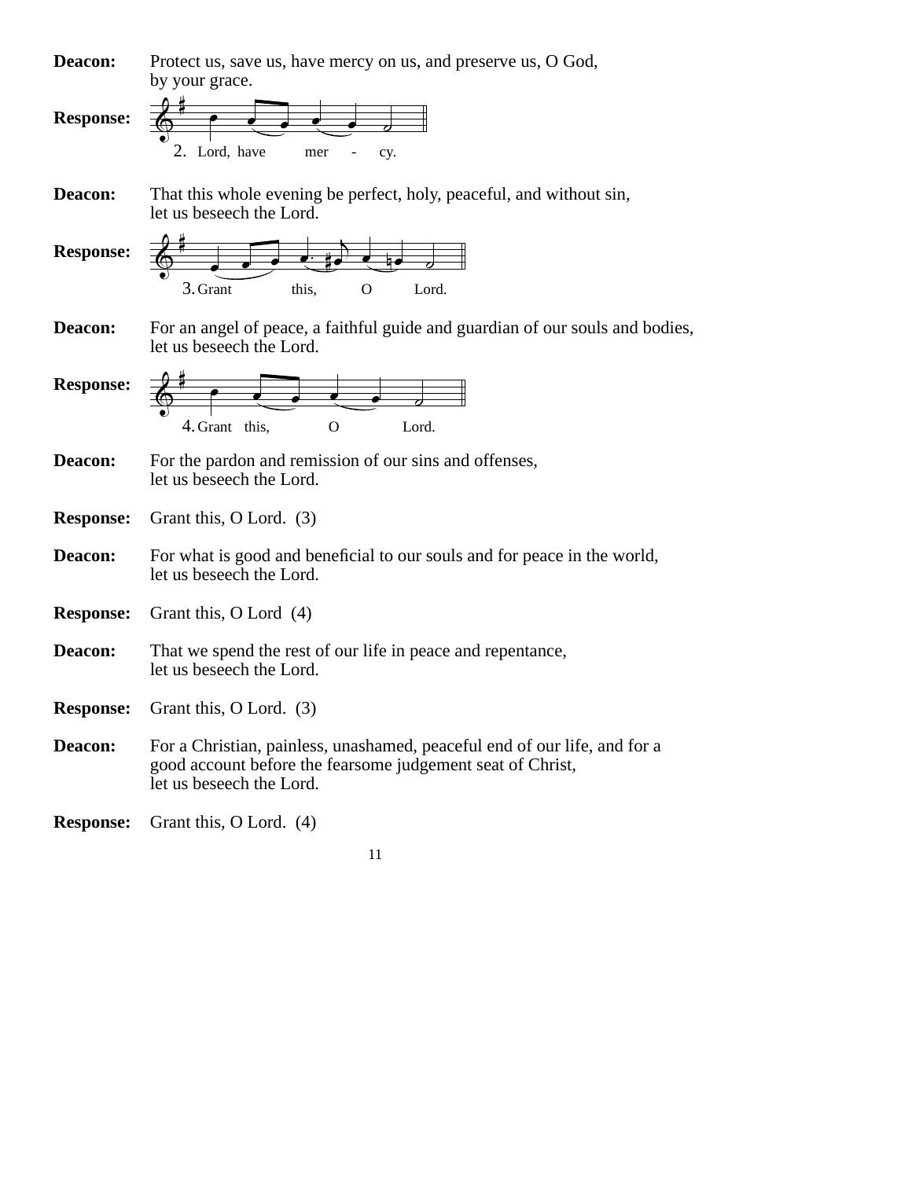**Deacon:** Protect us, save us, have mercy on us, and preserve us, O God, by your grace.

**Response:** 2. Lord, have mer - cy.

**Deacon:** That this whole evening be perfect, holy, peaceful, and without sin, let us beseech the Lord.

**Response:** 3. Grant this, O Lord.

**Deacon:** For an angel of peace, a faithful guide and guardian of our souls and bodies, let us beseech the Lord.

**Response:** 4. Grant this, O Lord.

**Deacon:** For the pardon and remission of our sins and offenses, let us beseech the Lord.

**Response:** Grant this, O Lord. (3)

**Deacon:** For what is good and beneficial to our souls and for peace in the world, let us beseech the Lord.

**Response:** Grant this, O Lord (4)

**Deacon:** That we spend the rest of our life in peace and repentance, let us beseech the Lord.

**Response:** Grant this, O Lord. (3)

**Deacon:** For a Christian, painless, unashamed, peaceful end of our life, and for a good account before the fearsome judgement seat of Christ, let us beseech the Lord.

**Response:** Grant this, O Lord. (4)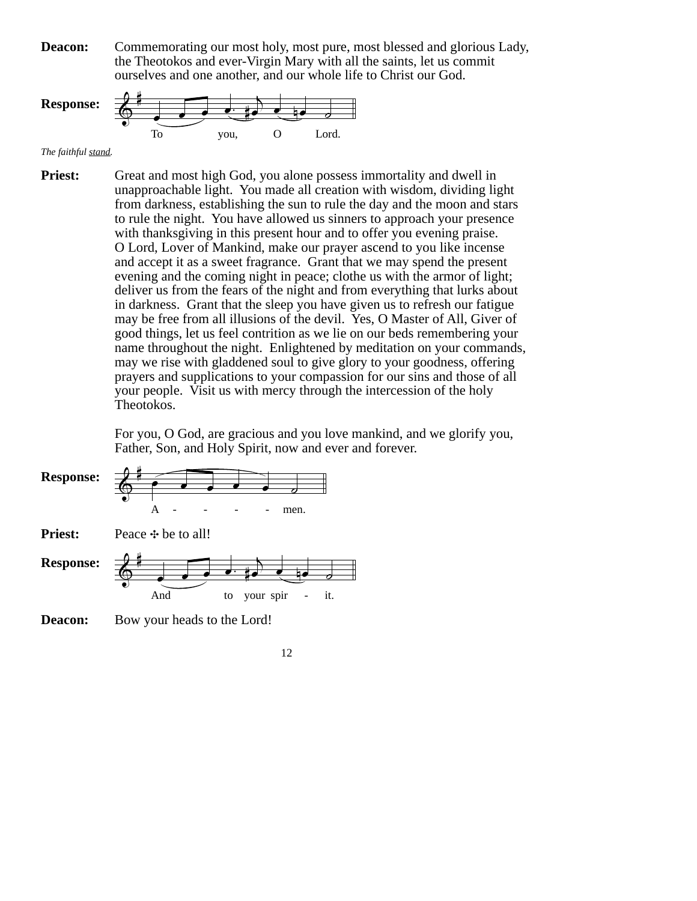**Deacon:** Commemorating our most holy, most pure, most blessed and glorious Lady, the Theotokos and ever-Virgin Mary with all the saints, let us commit ourselves and one another, and our whole life to Christ our God.

**Response:** To you, O Lord.

*The faithful stand.*

**Priest:** Great and most high God, you alone possess immortality and dwell in unapproachable light. You made all creation with wisdom, dividing light from darkness, establishing the sun to rule the day and the moon and stars to rule the night. You have allowed us sinners to approach your presence with thanksgiving in this present hour and to offer you evening praise. O Lord, Lover of Mankind, make our prayer ascend to you like incense and accept it as a sweet fragrance. Grant that we may spend the present evening and the coming night in peace; clothe us with the armor of light; deliver us from the fears of the night and from everything that lurks about in darkness. Grant that the sleep you have given us to refresh our fatigue may be free from all illusions of the devil. Yes, O Master of All, Giver of good things, let us feel contrition as we lie on our beds remembering your name throughout the night. Enlightened by meditation on your commands, may we rise with gladdened soul to give glory to your goodness, offering prayers and supplications to your compassion for our sins and those of all your people. Visit us with mercy through the intercession of the holy Theotokos.

For you, O God, are gracious and you love mankind, and we glorify you, Father, Son, and Holy Spirit, now and ever and forever.

**Response:** A - - - - men.

**Priest:** Peace ✣ be to all!

**Response:** And to your spir - it.

**Deacon:** Bow your heads to the Lord!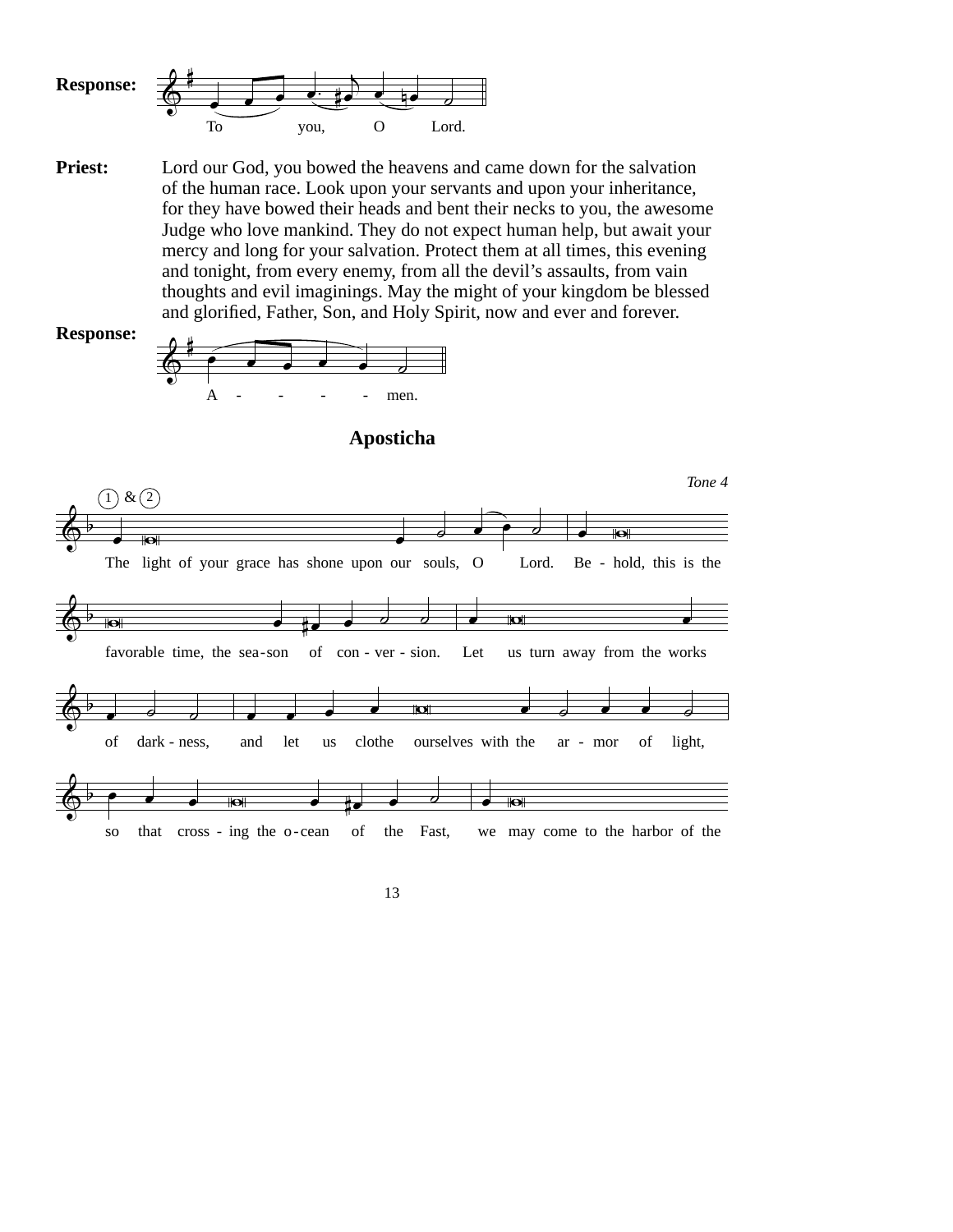**Response:** To you, O Lord.

**Priest:** Lord our God, you bowed the heavens and came down for the salvation of the human race. Look upon your servants and upon your inheritance, for they have bowed their heads and bent their necks to you, the awesome Judge who love mankind. They do not expect human help, but await your mercy and long for your salvation. Protect them at all times, this evening and tonight, from every enemy, from all the devil's assaults, from vain thoughts and evil imaginings. May the might of your kingdom be blessed and glorified, Father, Son, and Holy Spirit, now and ever and forever.

**Response:** A - - - - men.

## Aposticha

*Tone 4*

(1) & (2)

The light of your grace has shone upon our souls, O Lord. Be - hold, this is the favorable time, the sea-son of con - ver - sion. Let us turn away from the works of dark - ness, and let us clothe ourselves with the ar - mor of light, so that cross - ing the o-cean of the Fast, we may come to the harbor of the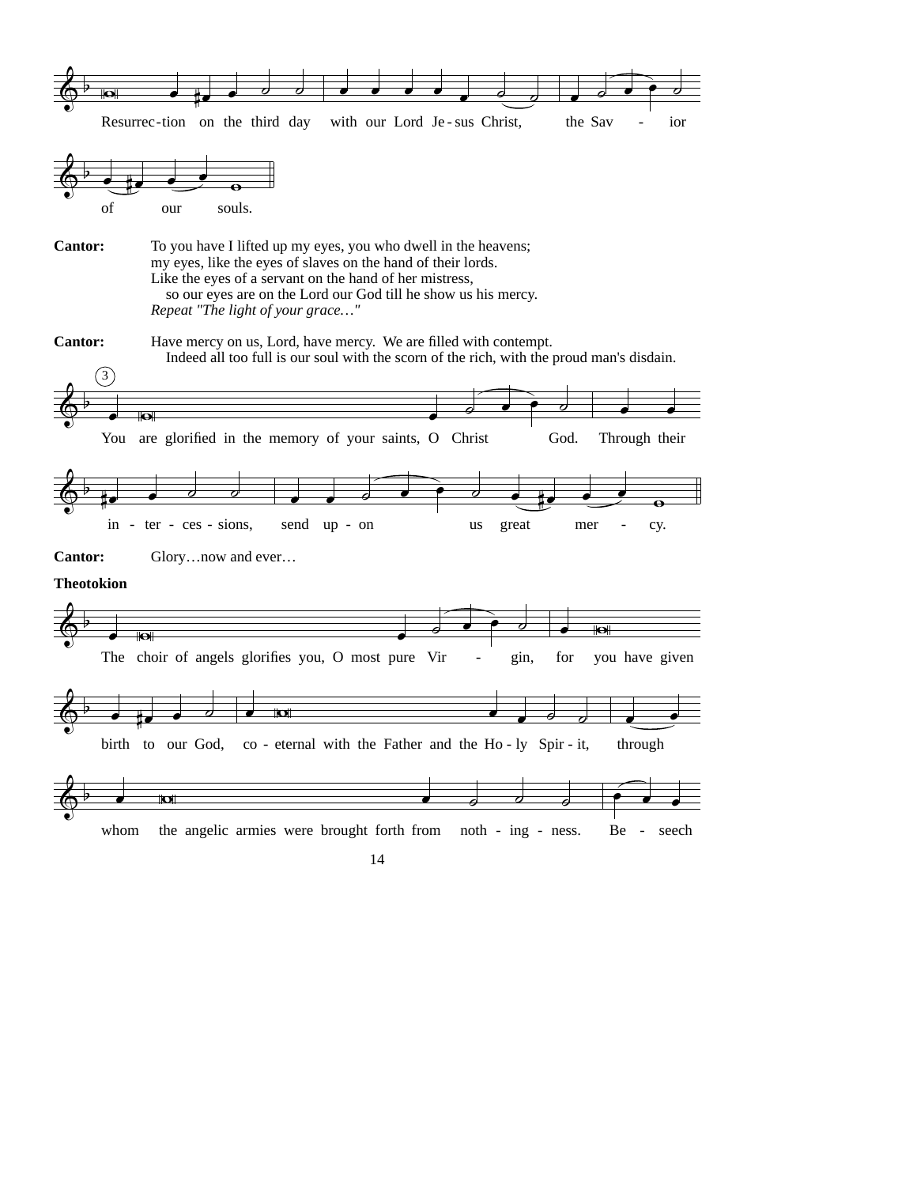Resurrec-tion on the third day with our Lord Je-sus Christ, the Sav - ior of our souls.

**Cantor:** To you have I lifted up my eyes, you who dwell in the heavens;
my eyes, like the eyes of slaves on the hand of their lords.
Like the eyes of a servant on the hand of her mistress,
so our eyes are on the Lord our God till he show us his mercy.
*Repeat "The light of your grace…"*

**Cantor:** Have mercy on us, Lord, have mercy. We are filled with contempt.
Indeed all too full is our soul with the scorn of the rich, with the proud man's disdain.

(3)

You are glorified in the memory of your saints, O Christ God. Through their in - ter - ces - sions, send up - on us great mer - cy.

**Cantor:** Glory…now and ever…

**Theotokion**

The choir of angels glorifies you, O most pure Vir - gin, for you have given birth to our God, co - eternal with the Father and the Ho - ly Spir - it, through whom the angelic armies were brought forth from noth - ing - ness. Be - seech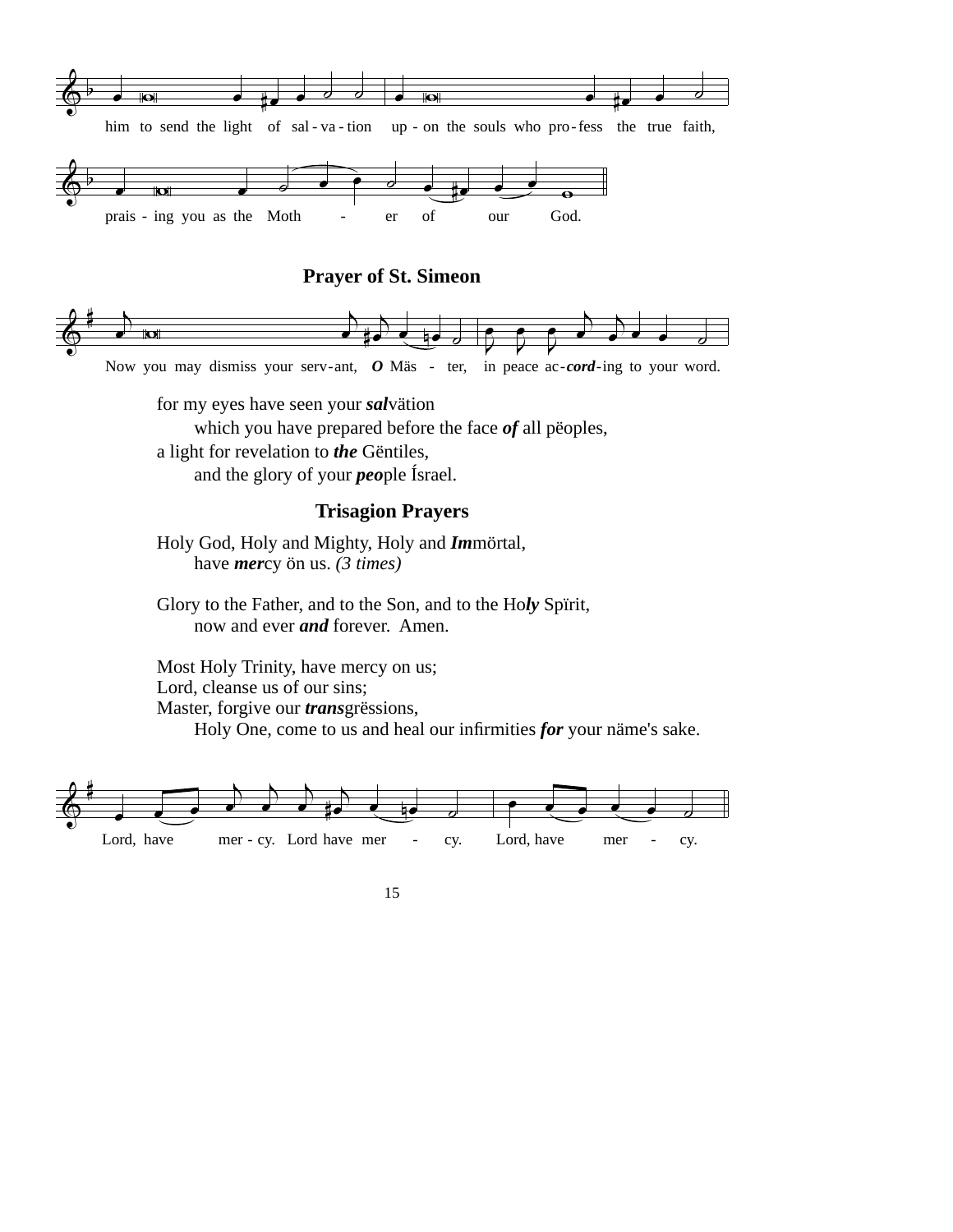him to send the light of sal-va-tion up-on the souls who pro-fess the true faith,

prais-ing you as the Moth - er of our God.

## Prayer of St. Simeon

Now you may dismiss your serv-ant, ***O*** Mäs - ter, in peace ac-***cord***-ing to your word.

for my eyes have seen your ***sal***vätion
which you have prepared before the face ***of*** all pëoples,
a light for revelation to ***the*** Gëntiles,
and the glory of your ***peo***ple Ísrael.

## Trisagion Prayers

Holy God, Holy and Mighty, Holy and ***Im***mörtal,
have ***mer***cy ön us. *(3 times)*

Glory to the Father, and to the Son, and to the Ho***ly*** Spïrit,
now and ever ***and*** forever. Amen.

Most Holy Trinity, have mercy on us;
Lord, cleanse us of our sins;
Master, forgive our ***trans***grëssions,
Holy One, come to us and heal our infirmities ***for*** your näme's sake.

Lord, have mer-cy. Lord have mer - cy. Lord, have mer - cy.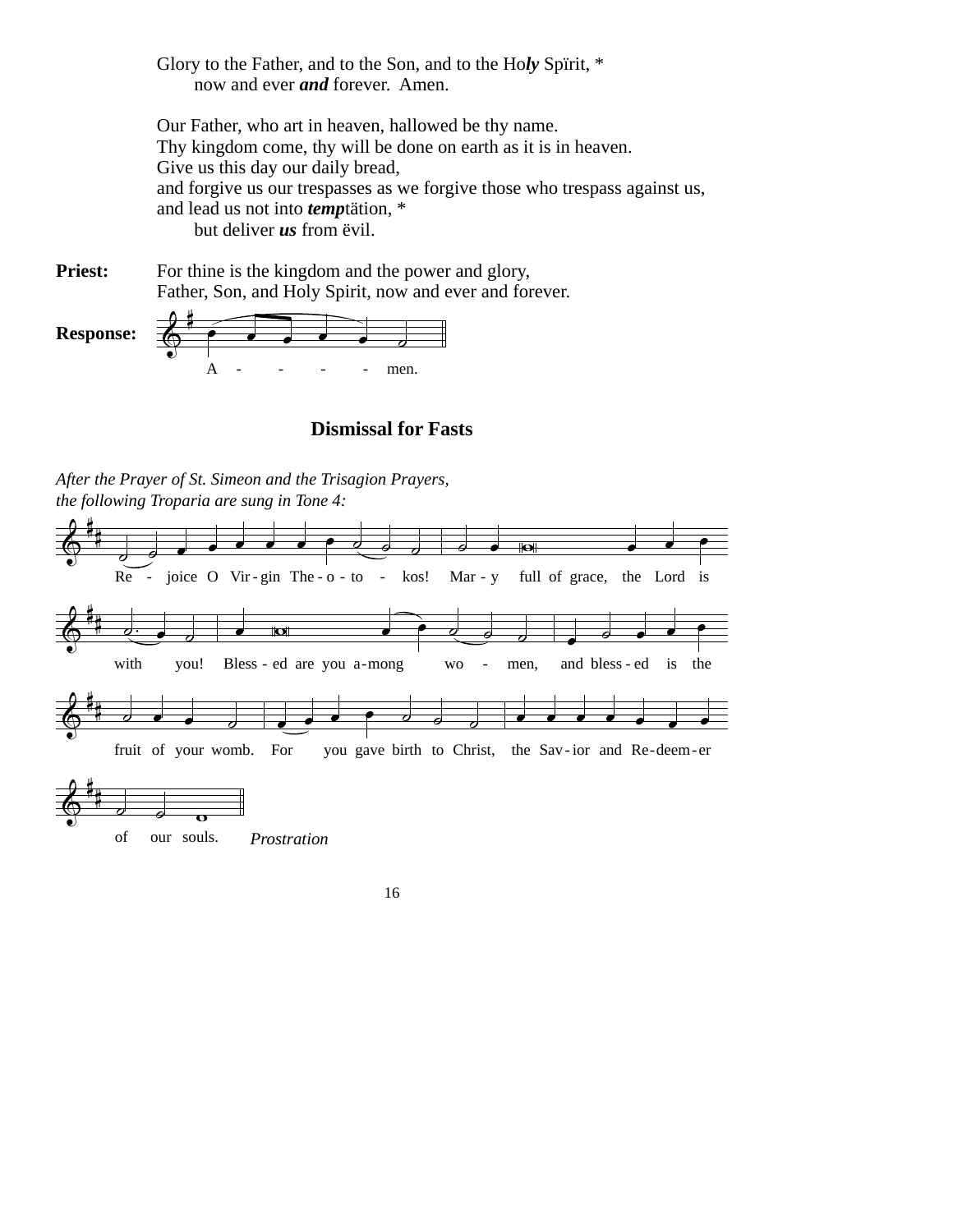Glory to the Father, and to the Son, and to the Ho***ly*** Spïrit, *
now and ever ***and*** forever. Amen.

Our Father, who art in heaven, hallowed be thy name.
Thy kingdom come, thy will be done on earth as it is in heaven.
Give us this day our daily bread,
and forgive us our trespasses as we forgive those who trespass against us,
and lead us not into ***tempt***ätion, *
but deliver ***us*** from ëvil.

**Priest:** For thine is the kingdom and the power and glory,
Father, Son, and Holy Spirit, now and ever and forever.

**Response:** A - - - - men.

## Dismissal for Fasts

*After the Prayer of St. Simeon and the Trisagion Prayers, the following Troparia are sung in Tone 4:*

Re - joice O Vir-gin The-o-to - kos! Mar-y full of grace, the Lord is with you! Bless-ed are you a-mong wo - men, and bless-ed is the fruit of your womb. For you gave birth to Christ, the Sav-ior and Re-deem-er of our souls. *Prostration*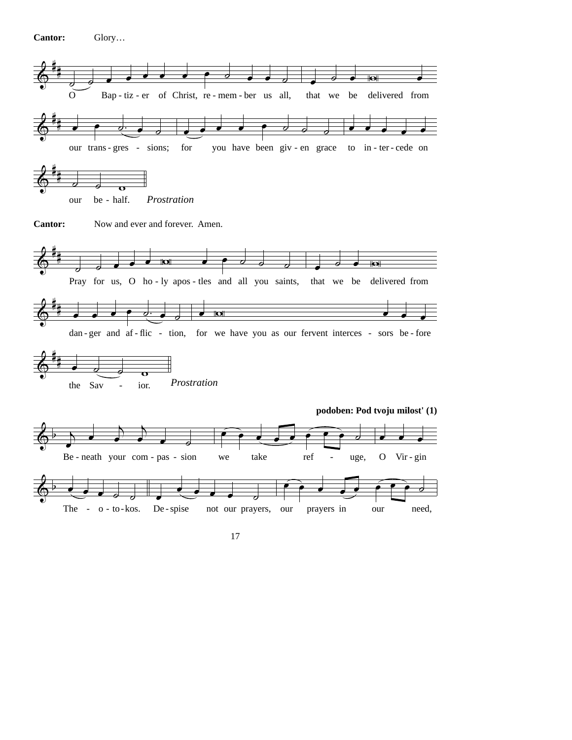**Cantor:** Glory…

O Bap - tiz - er of Christ, re - mem - ber us all, that we be delivered from our trans - gres - sions; for you have been giv - en grace to in - ter - cede on our be - half. *Prostration*

**Cantor:** Now and ever and forever. Amen.

Pray for us, O ho - ly apos - tles and all you saints, that we be delivered from dan - ger and af - flic - tion, for we have you as our fervent interces - sors be - fore the Sav - ior. *Prostration*

**podoben: Pod tvoju milost' (1)**

Be - neath your com - pas - sion we take ref - uge, O Vir - gin The - o - to - kos. De - spise not our prayers, our prayers in our need,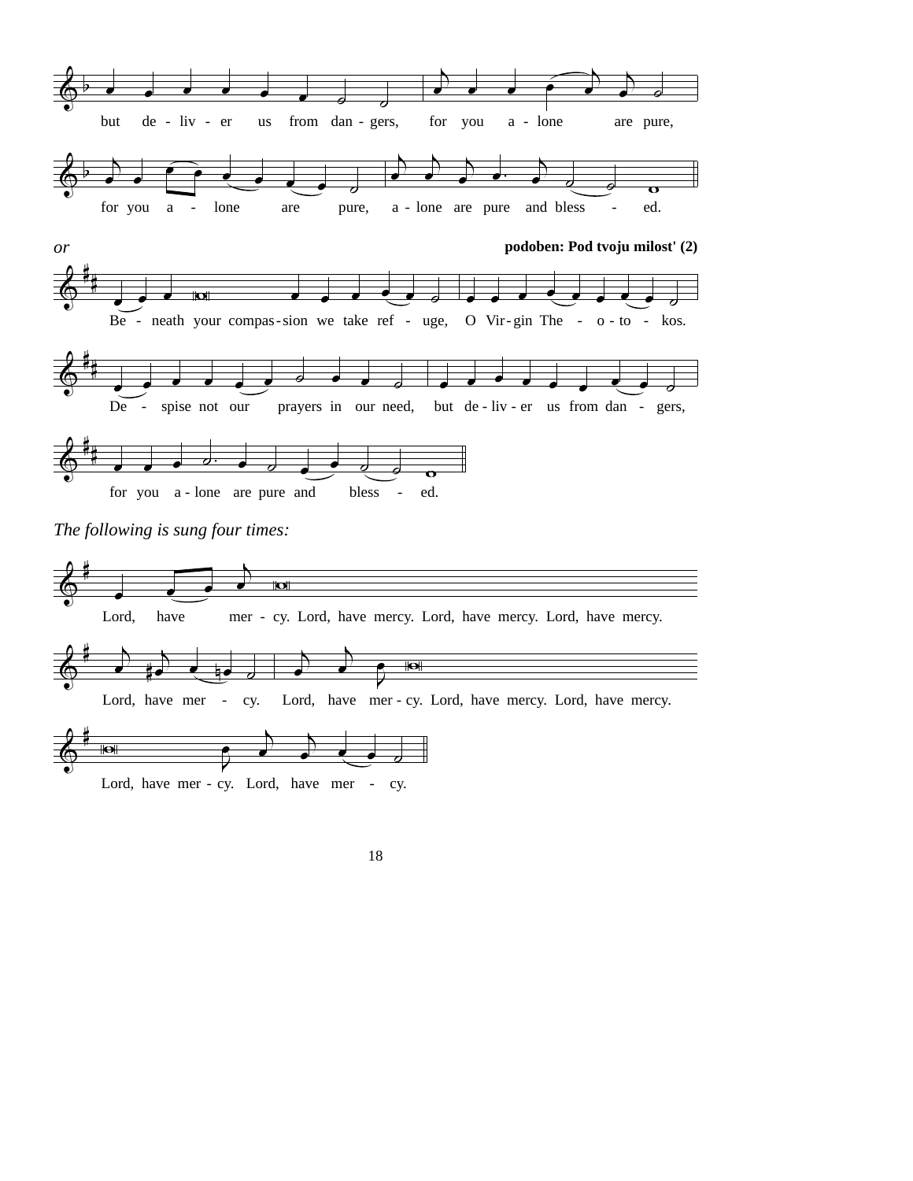but de - liv - er us from dan - gers, for you a - lone are pure,

for you a - lone are pure, a - lone are pure and bless - ed.

*or*

**podoben: Pod tvoju milost' (2)**

Be - neath your compas - sion we take ref - uge, O Vir - gin The - o - to - kos.

De - spise not our prayers in our need, but de - liv - er us from dan - gers,

for you a - lone are pure and bless - ed.

*The following is sung four times:*

Lord, have mer - cy. Lord, have mercy. Lord, have mercy. Lord, have mercy.

Lord, have mer - cy. Lord, have mer - cy. Lord, have mercy. Lord, have mercy.

Lord, have mer - cy. Lord, have mer - cy.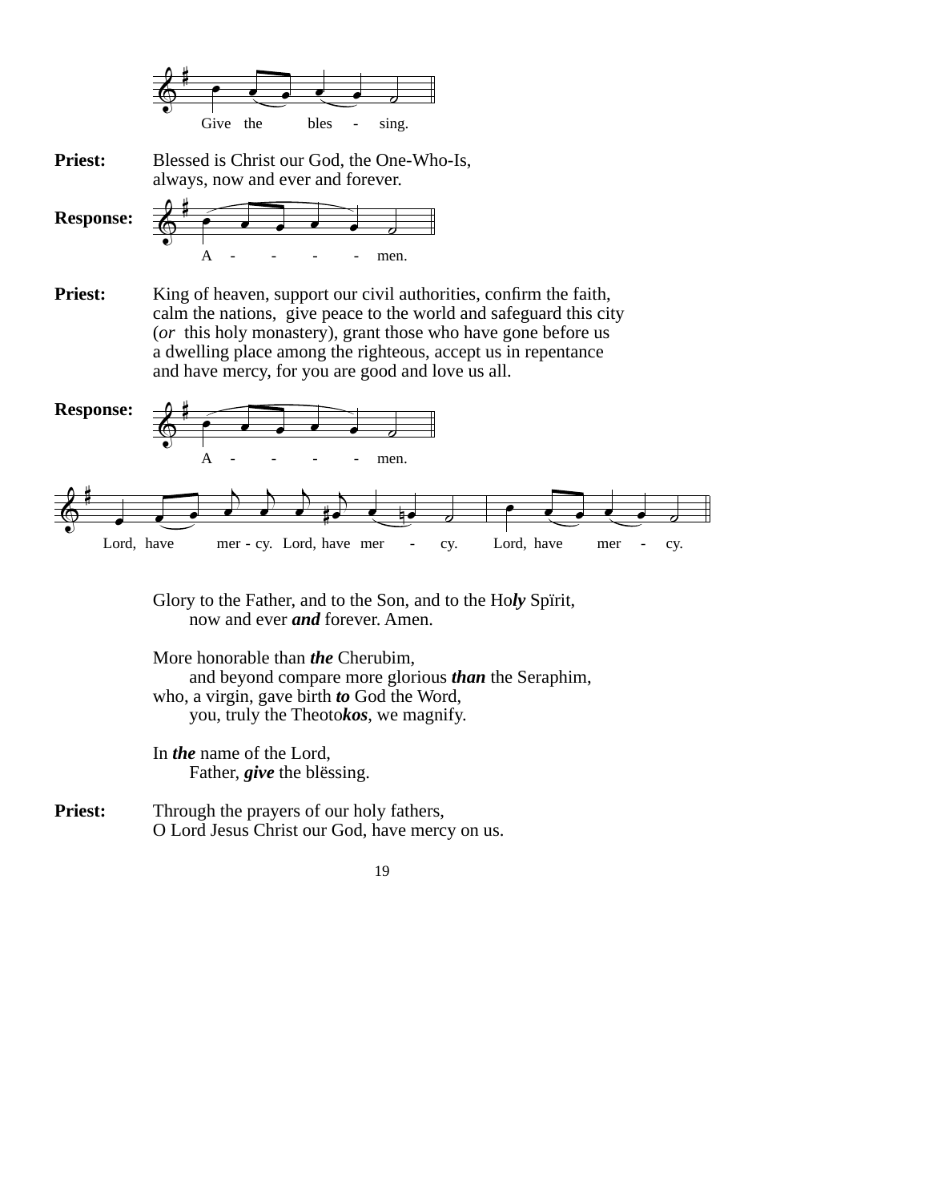Give the bles - sing.

**Priest:** Blessed is Christ our God, the One-Who-Is,
always, now and ever and forever.

**Response:** A - - - - men.

**Priest:** King of heaven, support our civil authorities, confirm the faith,
calm the nations, give peace to the world and safeguard this city
(*or* this holy monastery), grant those who have gone before us
a dwelling place among the righteous, accept us in repentance
and have mercy, for you are good and love us all.

**Response:** A - - - - men.

Lord, have mer - cy. Lord, have mer - cy. Lord, have mer - cy.

Glory to the Father, and to the Son, and to the Ho***ly*** Spïrit,
now and ever ***and*** forever. Amen.

More honorable than ***the*** Cherubim,
and beyond compare more glorious ***than*** the Seraphim,
who, a virgin, gave birth ***to*** God the Word,
you, truly the Theoto***kos***, we magnify.

In ***the*** name of the Lord,
Father, ***give*** the blёssing.

**Priest:** Through the prayers of our holy fathers,
O Lord Jesus Christ our God, have mercy on us.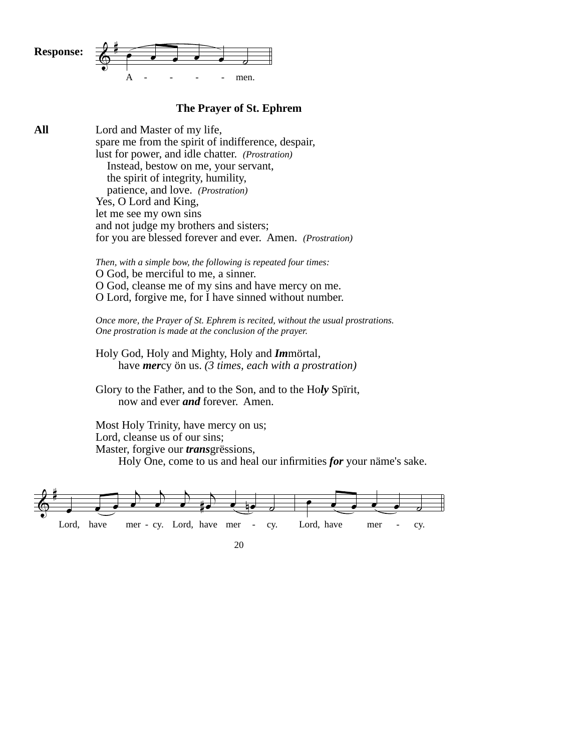**Response:** A - - - - men.

### The Prayer of St. Ephrem

**All** Lord and Master of my life,
spare me from the spirit of indifference, despair,
lust for power, and idle chatter. *(Prostration)*
Instead, bestow on me, your servant,
the spirit of integrity, humility,
patience, and love. *(Prostration)*
Yes, O Lord and King,
let me see my own sins
and not judge my brothers and sisters;
for you are blessed forever and ever. Amen. *(Prostration)*

*Then, with a simple bow, the following is repeated four times:*
O God, be merciful to me, a sinner.
O God, cleanse me of my sins and have mercy on me.
O Lord, forgive me, for I have sinned without number.

*Once more, the Prayer of St. Ephrem is recited, without the usual prostrations.*
*One prostration is made at the conclusion of the prayer.*

Holy God, Holy and Mighty, Holy and ***Im***mörtal,
have ***mer***cy ön us. *(3 times, each with a prostration)*

Glory to the Father, and to the Son, and to the Ho***ly*** Spïrit,
now and ever ***and*** forever. Amen.

Most Holy Trinity, have mercy on us;
Lord, cleanse us of our sins;
Master, forgive our ***trans***grëssions,
Holy One, come to us and heal our infirmities ***for*** your näme's sake.

Lord, have mer - cy. Lord, have mer - cy. Lord, have mer - cy.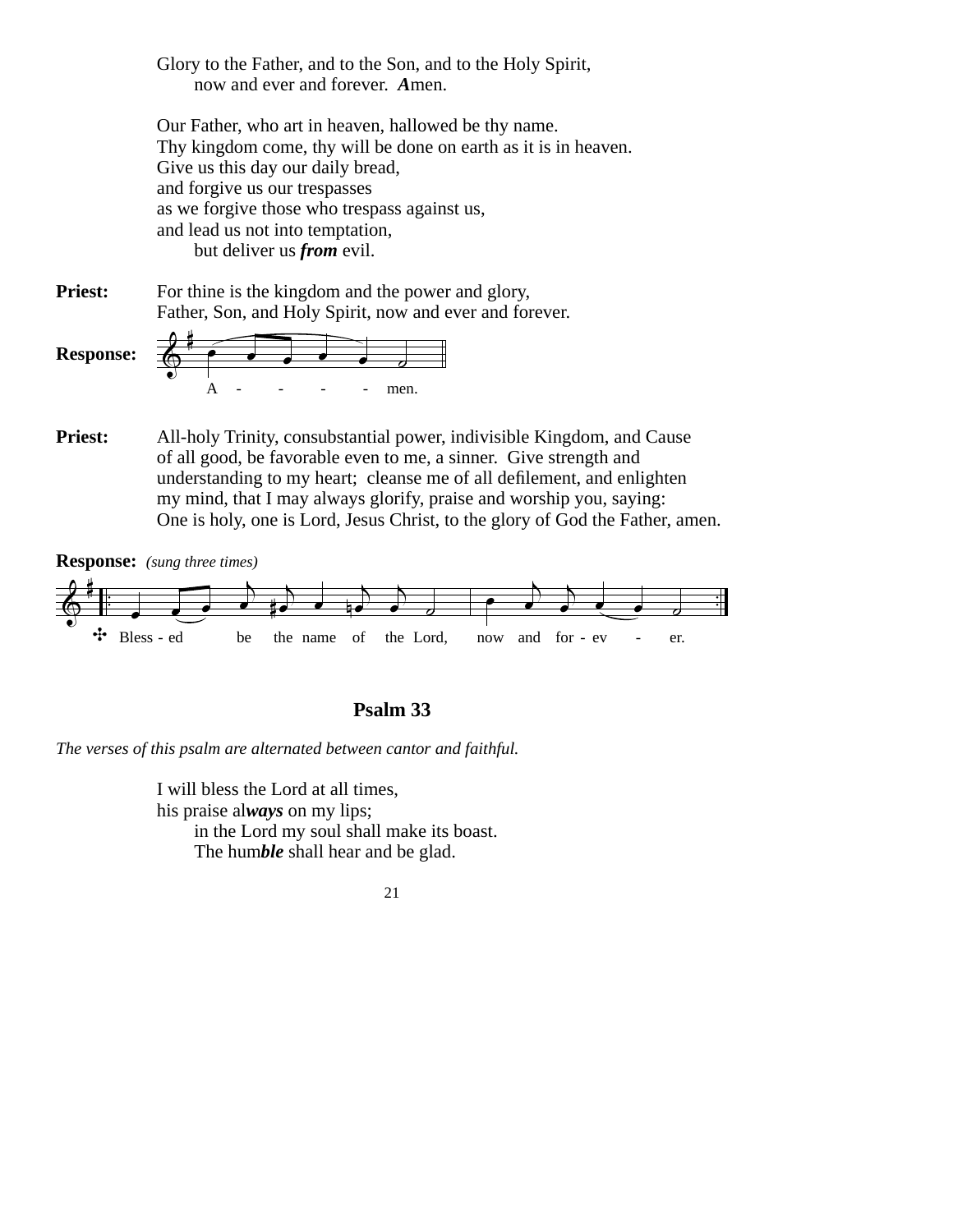Glory to the Father, and to the Son, and to the Holy Spirit,
now and ever and forever. ***A***men.

Our Father, who art in heaven, hallowed be thy name.
Thy kingdom come, thy will be done on earth as it is in heaven.
Give us this day our daily bread,
and forgive us our trespasses
as we forgive those who trespass against us,
and lead us not into temptation,
but deliver us ***from*** evil.

**Priest:** For thine is the kingdom and the power and glory,
Father, Son, and Holy Spirit, now and ever and forever.

**Response:**

A - - - - men.

**Priest:** All-holy Trinity, consubstantial power, indivisible Kingdom, and Cause of all good, be favorable even to me, a sinner. Give strength and understanding to my heart; cleanse me of all defilement, and enlighten my mind, that I may always glorify, praise and worship you, saying:
One is holy, one is Lord, Jesus Christ, to the glory of God the Father, amen.

**Response:** *(sung three times)*

✣ Bless - ed be the name of the Lord, now and for - ev - er.

## Psalm 33

*The verses of this psalm are alternated between cantor and faithful.*

I will bless the Lord at all times,
his praise al***ways*** on my lips;
in the Lord my soul shall make its boast.
The hum***ble*** shall hear and be glad.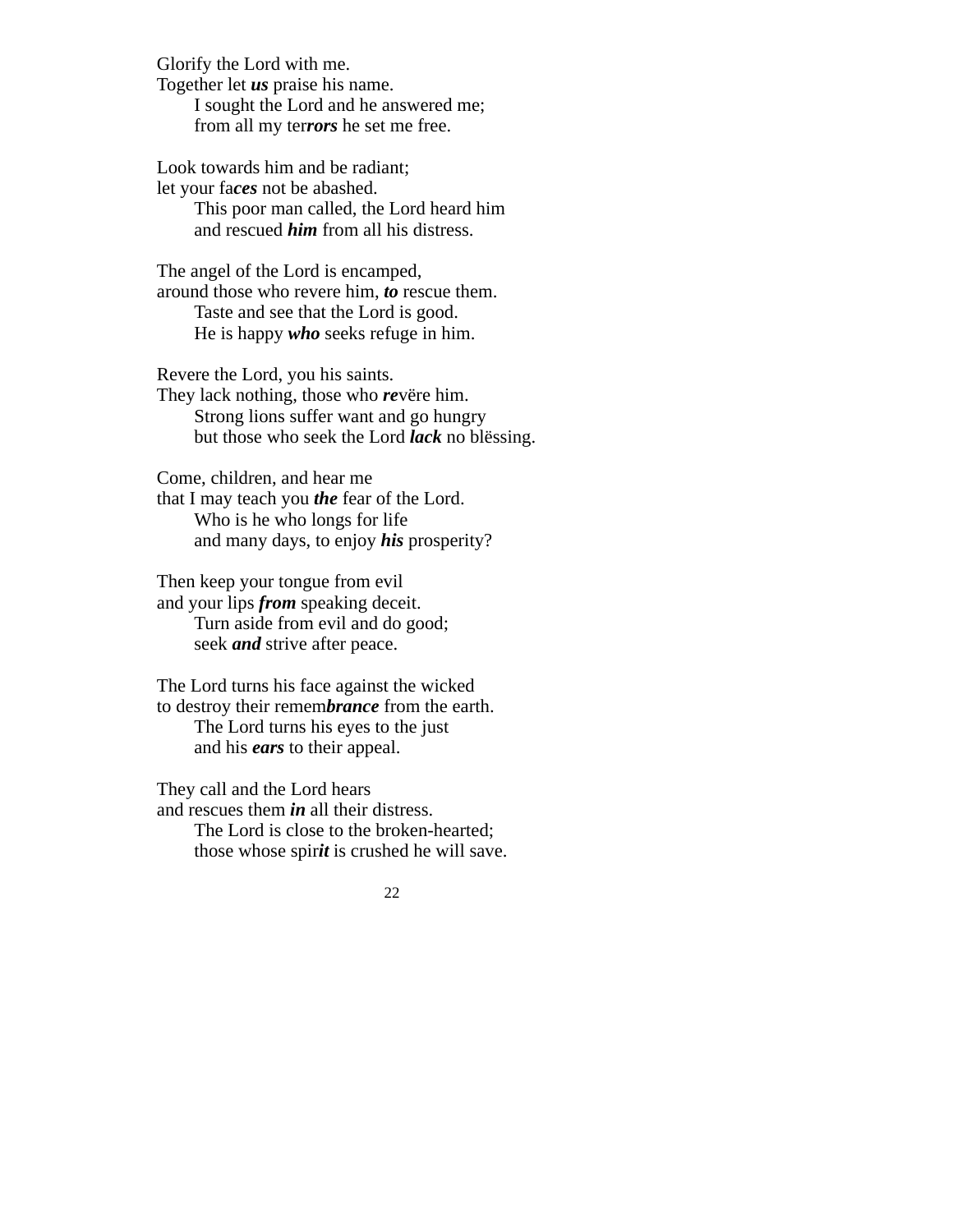Glorify the Lord with me.  
Together let ***us*** praise his name.  
    I sought the Lord and he answered me;  
    from all my ter***rors*** he set me free.

Look towards him and be radiant;  
let your fa***ces*** not be abashed.  
    This poor man called, the Lord heard him  
    and rescued ***him*** from all his distress.

The angel of the Lord is encamped,  
around those who revere him, ***to*** rescue them.  
    Taste and see that the Lord is good.  
    He is happy ***who*** seeks refuge in him.

Revere the Lord, you his saints.  
They lack nothing, those who ***re***vëre him.  
    Strong lions suffer want and go hungry  
    but those who seek the Lord ***lack*** no blëssing.

Come, children, and hear me  
that I may teach you ***the*** fear of the Lord.  
    Who is he who longs for life  
    and many days, to enjoy ***his*** prosperity?

Then keep your tongue from evil  
and your lips ***from*** speaking deceit.  
    Turn aside from evil and do good;  
    seek ***and*** strive after peace.

The Lord turns his face against the wicked  
to destroy their remem***brance*** from the earth.  
    The Lord turns his eyes to the just  
    and his ***ears*** to their appeal.

They call and the Lord hears  
and rescues them ***in*** all their distress.  
    The Lord is close to the broken-hearted;  
    those whose spir***it*** is crushed he will save.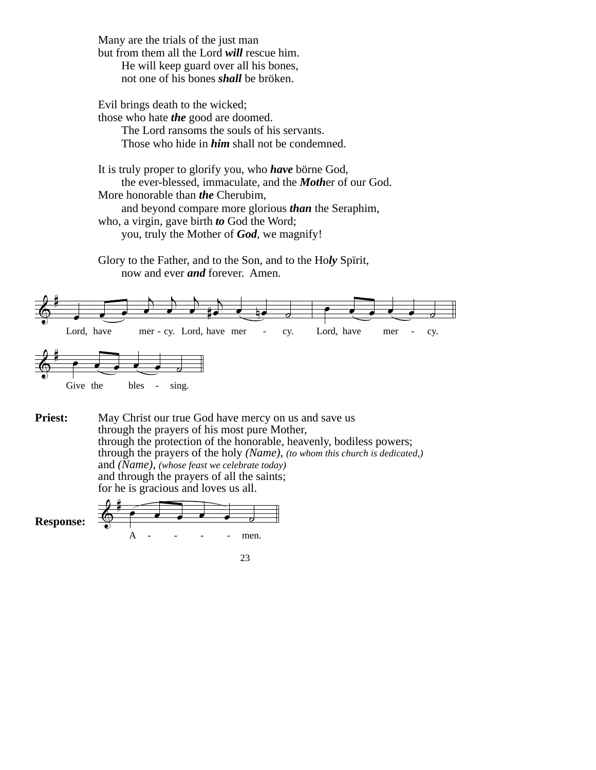Many are the trials of the just man
but from them all the Lord ***will*** rescue him.
    He will keep guard over all his bones,
    not one of his bones ***shall*** be bröken.

Evil brings death to the wicked;
those who hate ***the*** good are doomed.
    The Lord ransoms the souls of his servants.
    Those who hide in ***him*** shall not be condemned.

It is truly proper to glorify you, who ***have*** börne God,
    the ever-blessed, immaculate, and the ***Moth***er of our God.
More honorable than ***the*** Cherubim,
    and beyond compare more glorious ***than*** the Seraphim,
who, a virgin, gave birth ***to*** God the Word;
    you, truly the Mother of ***God***, we magnify!

Glory to the Father, and to the Son, and to the Ho***ly*** Spïrit,
    now and ever ***and*** forever. Amen.

Lord, have mer - cy. Lord, have mer - cy. Lord, have mer - cy.

Give the bles - sing.

**Priest:** May Christ our true God have mercy on us and save us
through the prayers of his most pure Mother,
through the protection of the honorable, heavenly, bodiless powers;
through the prayers of the holy *(Name)*, *(to whom this church is dedicated,)*
and *(Name)*, *(whose feast we celebrate today)*
and through the prayers of all the saints;
for he is gracious and loves us all.

**Response:** A - - - - men.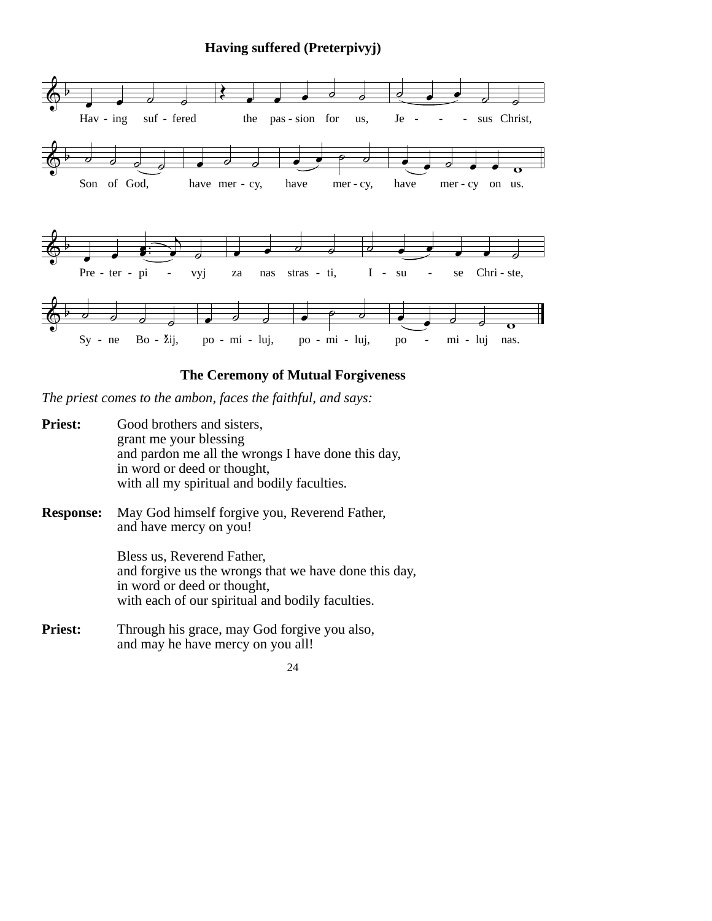**Having suffered (Preterpivyj)**

Hav - ing suf - fered the pas - sion for us, Je - - - sus Christ,

Son of God, have mer - cy, have mer - cy, have mer - cy on us.

Pre - ter - pi - vyj za nas stras - ti, I - su - se Chri - ste,

Sy - ne Bo - žij, po - mi - luj, po - mi - luj, po - mi - luj nas.

## The Ceremony of Mutual Forgiveness

*The priest comes to the ambon, faces the faithful, and says:*

**Priest:** Good brothers and sisters,
grant me your blessing
and pardon me all the wrongs I have done this day,
in word or deed or thought,
with all my spiritual and bodily faculties.

**Response:** May God himself forgive you, Reverend Father,
and have mercy on you!

Bless us, Reverend Father,
and forgive us the wrongs that we have done this day,
in word or deed or thought,
with each of our spiritual and bodily faculties.

**Priest:** Through his grace, may God forgive you also,
and may he have mercy on you all!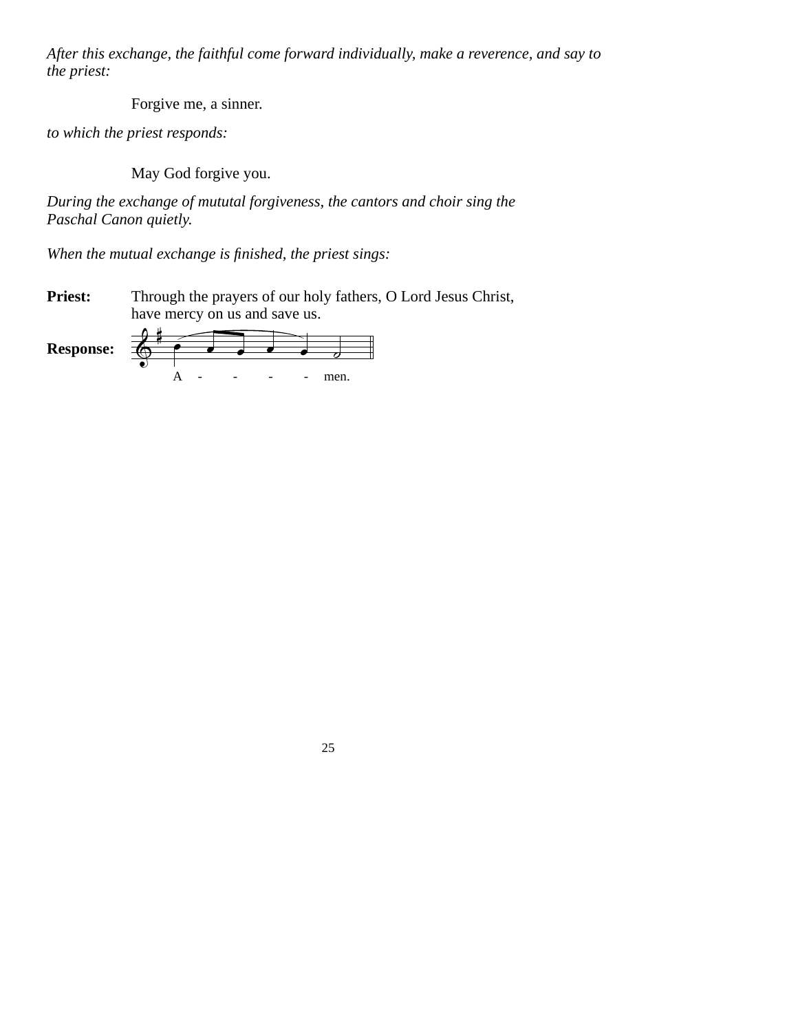*After this exchange, the faithful come forward individually, make a reverence, and say to the priest:*

Forgive me, a sinner.

*to which the priest responds:*

May God forgive you.

*During the exchange of mututal forgiveness, the cantors and choir sing the Paschal Canon quietly.*

*When the mutual exchange is finished, the priest sings:*

**Priest:** Through the prayers of our holy fathers, O Lord Jesus Christ, have mercy on us and save us.

**Response:** A - - - - men.